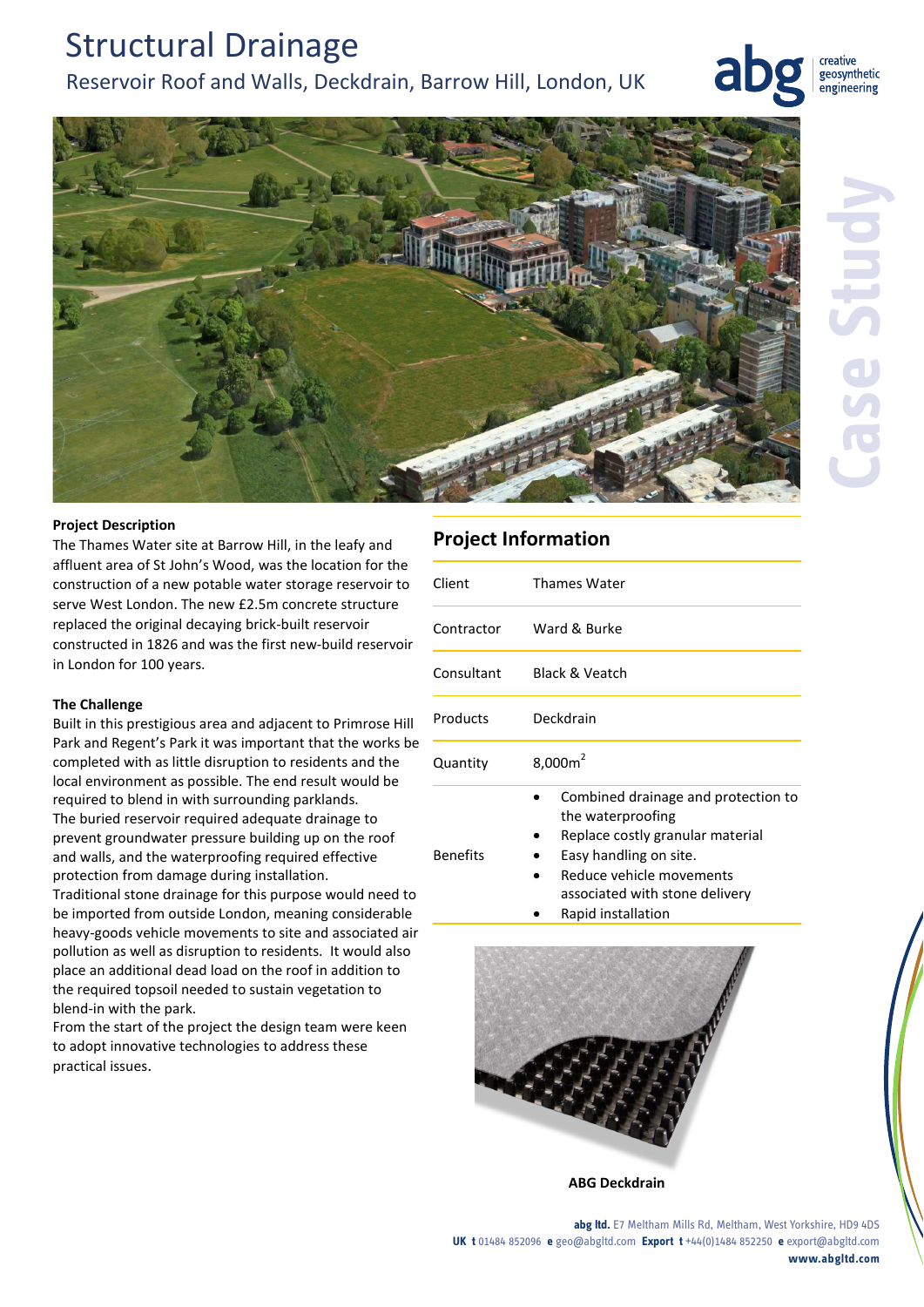# Structural Drainage

## Reservoir Roof and Walls, Deckdrain, Barrow Hill, London, UK

Case Study

**Project Description**

The Thames Water site at Barrow Hill, in the leafy and affluent area of St John's Wood, was the location for the construction of a new potable water storage reservoir to serve West London. The new £2.5m concrete structure replaced the original decaying brick-built reservoir constructed in 1826 and was the first new-build reservoir in London for 100 years.

**The Challenge**

Built in this prestigious area and adjacent to Primrose Hill Park and Regent's Park it was important that the works be completed with as little disruption to residents and the local environment as possible. The end result would be required to blend in with surrounding parklands.

The buried reservoir required adequate drainage to prevent groundwater pressure building up on the roof and walls, and the waterproofing required effective protection from damage during installation.

Traditional stone drainage for this purpose would need to be imported from outside London, meaning considerable heavy-goods vehicle movements to site and associated air pollution as well as disruption to residents. It would also place an additional dead load on the roof in addition to the required topsoil needed to sustain vegetation to blend-in with the park.

From the start of the project the design team were keen to adopt innovative technologies to address these practical issues.

## Project Information

| | |
|---|---|
| Client | Thames Water |
| Contractor | Ward & Burke |
| Consultant | Black & Veatch |
| Products | Deckdrain |
| Quantity | 8,000m$^2$ |
| Benefits | • Combined drainage and protection to the waterproofing<br>• Replace costly granular material<br>• Easy handling on site.<br>• Reduce vehicle movements associated with stone delivery<br>• Rapid installation |

**ABG Deckdrain**

**abg ltd.** E7 Meltham Mills Rd, Meltham, West Yorkshire, HD9 4DS
**UK t** 01484 852096 **e** geo@abgltd.com **Export t** +44(0)1484 852250 **e** export@abgltd.com
**www.abgltd.com**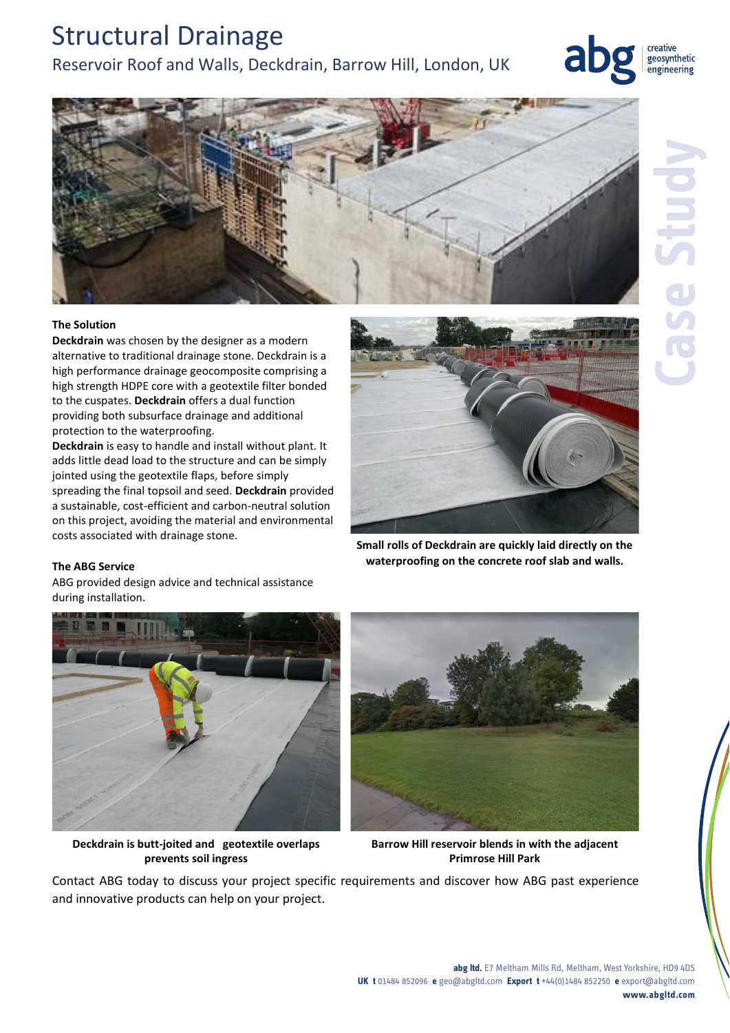# Structural Drainage

## Reservoir Roof and Walls, Deckdrain, Barrow Hill, London, UK

### The Solution

**Deckdrain** was chosen by the designer as a modern alternative to traditional drainage stone. Deckdrain is a high performance drainage geocomposite comprising a high strength HDPE core with a geotextile filter bonded to the cuspates. **Deckdrain** offers a dual function providing both subsurface drainage and additional protection to the waterproofing.

**Deckdrain** is easy to handle and install without plant. It adds little dead load to the structure and can be simply jointed using the geotextile flaps, before simply spreading the final topsoil and seed. **Deckdrain** provided a sustainable, cost-efficient and carbon-neutral solution on this project, avoiding the material and environmental costs associated with drainage stone.

**Small rolls of Deckdrain are quickly laid directly on the waterproofing on the concrete roof slab and walls.**

### The ABG Service

ABG provided design advice and technical assistance during installation.

**Deckdrain is butt-joited and geotextile overlaps prevents soil ingress**

**Barrow Hill reservoir blends in with the adjacent Primrose Hill Park**

Contact ABG today to discuss your project specific requirements and discover how ABG past experience and innovative products can help on your project.

**abg ltd.** E7 Meltham Mills Rd, Meltham, West Yorkshire, HD9 4DS
**UK t** 01484 852096 **e** geo@abgltd.com **Export t** +44(0)1484 852250 **e** export@abgltd.com
**www.abgltd.com**